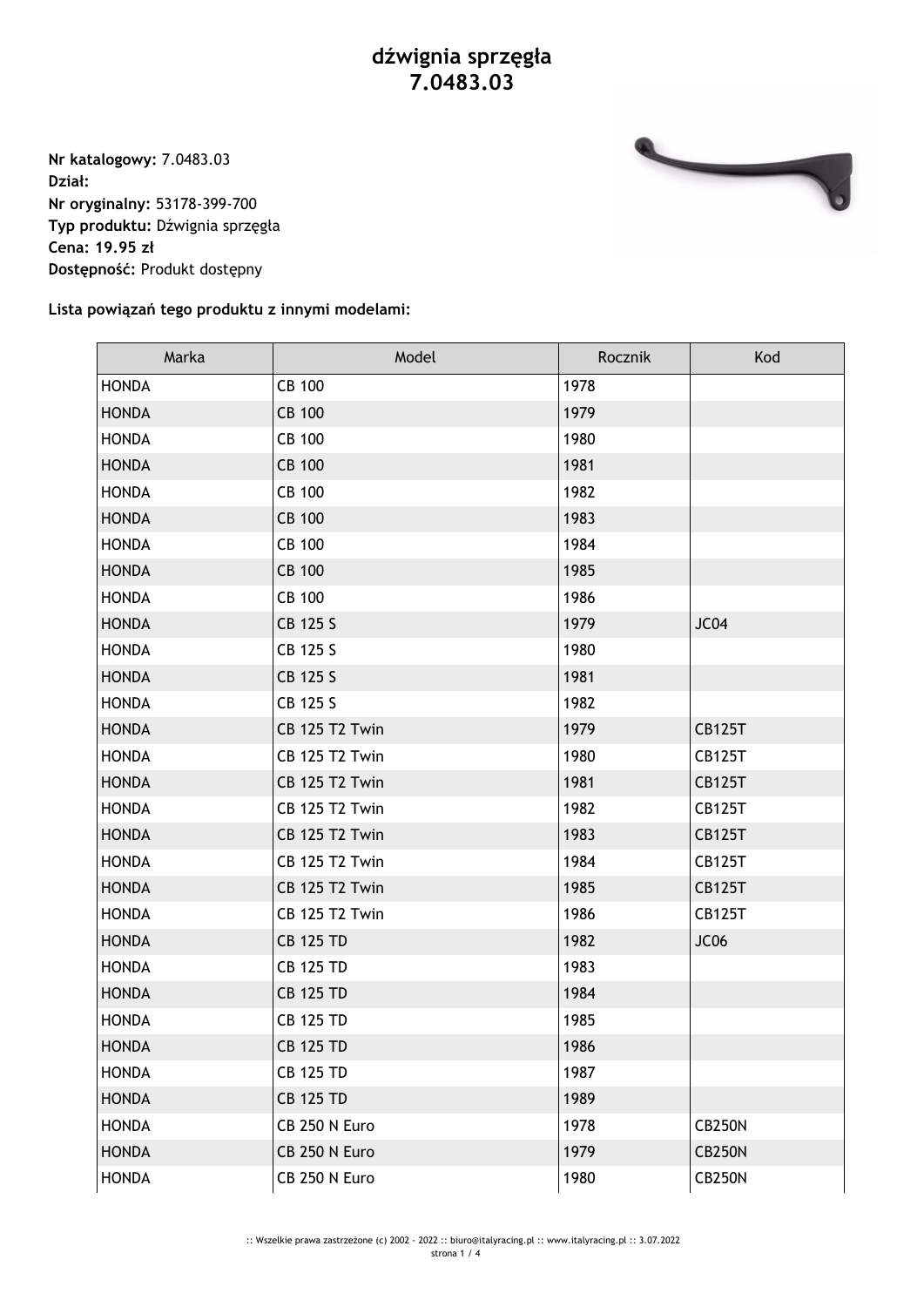# dźwignia sprzęgła
# 7.0483.03

**Nr katalogowy:** 7.0483.03
**Dział:**
**Nr oryginalny:** 53178-399-700
**Typ produktu:** Dźwignia sprzęgła
**Cena: 19.95 zł**
**Dostępność:** Produkt dostępny

**Lista powiązań tego produktu z innymi modelami:**

| Marka | Model | Rocznik | Kod |
|---|---|---|---|
| HONDA | CB 100 | 1978 | |
| HONDA | CB 100 | 1979 | |
| HONDA | CB 100 | 1980 | |
| HONDA | CB 100 | 1981 | |
| HONDA | CB 100 | 1982 | |
| HONDA | CB 100 | 1983 | |
| HONDA | CB 100 | 1984 | |
| HONDA | CB 100 | 1985 | |
| HONDA | CB 100 | 1986 | |
| HONDA | CB 125 S | 1979 | JC04 |
| HONDA | CB 125 S | 1980 | |
| HONDA | CB 125 S | 1981 | |
| HONDA | CB 125 S | 1982 | |
| HONDA | CB 125 T2 Twin | 1979 | CB125T |
| HONDA | CB 125 T2 Twin | 1980 | CB125T |
| HONDA | CB 125 T2 Twin | 1981 | CB125T |
| HONDA | CB 125 T2 Twin | 1982 | CB125T |
| HONDA | CB 125 T2 Twin | 1983 | CB125T |
| HONDA | CB 125 T2 Twin | 1984 | CB125T |
| HONDA | CB 125 T2 Twin | 1985 | CB125T |
| HONDA | CB 125 T2 Twin | 1986 | CB125T |
| HONDA | CB 125 TD | 1982 | JC06 |
| HONDA | CB 125 TD | 1983 | |
| HONDA | CB 125 TD | 1984 | |
| HONDA | CB 125 TD | 1985 | |
| HONDA | CB 125 TD | 1986 | |
| HONDA | CB 125 TD | 1987 | |
| HONDA | CB 125 TD | 1989 | |
| HONDA | CB 250 N Euro | 1978 | CB250N |
| HONDA | CB 250 N Euro | 1979 | CB250N |
| HONDA | CB 250 N Euro | 1980 | CB250N |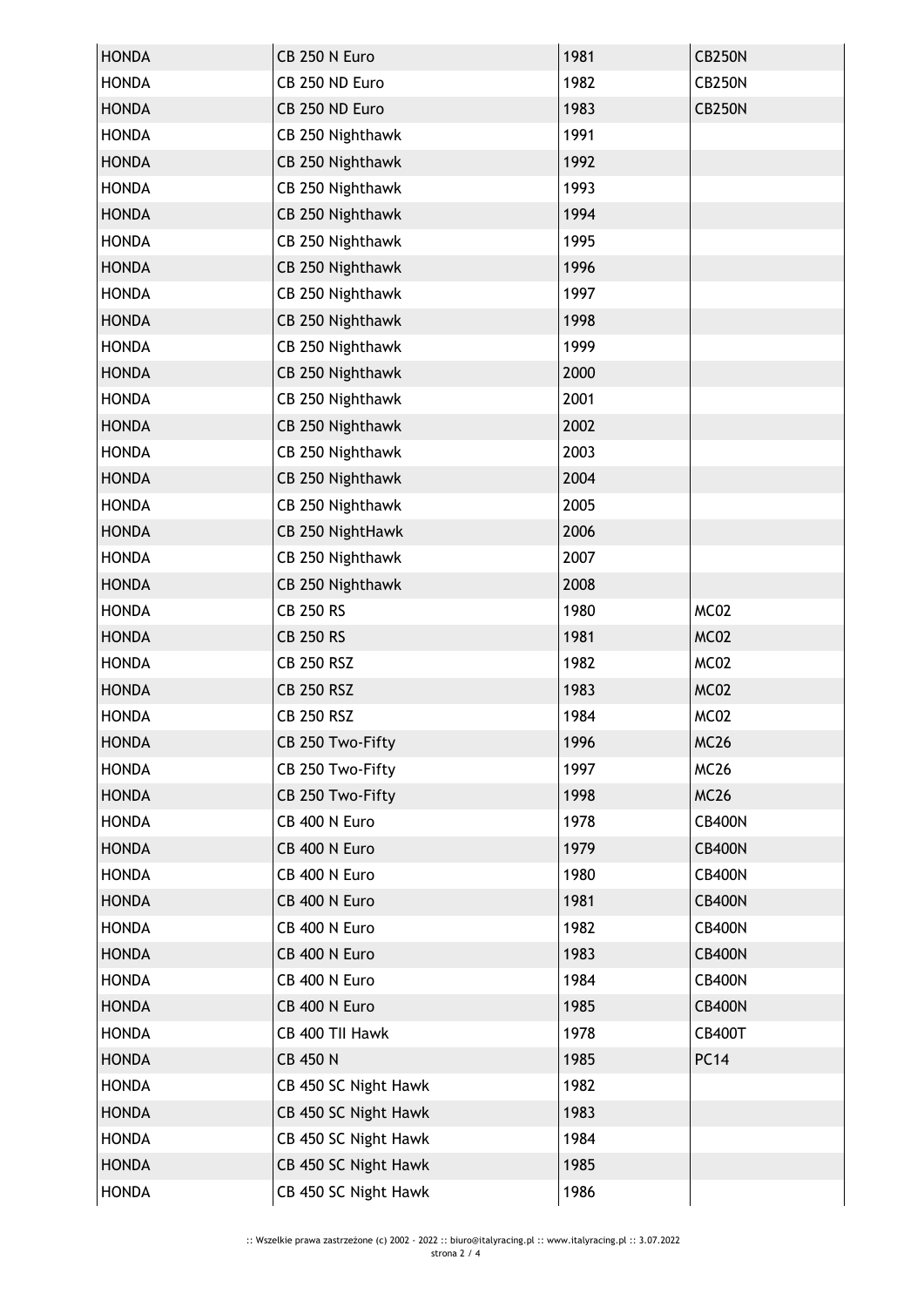| HONDA | CB 250 N Euro | 1981 | CB250N |
|---|---|---|---|
| HONDA | CB 250 ND Euro | 1982 | CB250N |
| HONDA | CB 250 ND Euro | 1983 | CB250N |
| HONDA | CB 250 Nighthawk | 1991 | |
| HONDA | CB 250 Nighthawk | 1992 | |
| HONDA | CB 250 Nighthawk | 1993 | |
| HONDA | CB 250 Nighthawk | 1994 | |
| HONDA | CB 250 Nighthawk | 1995 | |
| HONDA | CB 250 Nighthawk | 1996 | |
| HONDA | CB 250 Nighthawk | 1997 | |
| HONDA | CB 250 Nighthawk | 1998 | |
| HONDA | CB 250 Nighthawk | 1999 | |
| HONDA | CB 250 Nighthawk | 2000 | |
| HONDA | CB 250 Nighthawk | 2001 | |
| HONDA | CB 250 Nighthawk | 2002 | |
| HONDA | CB 250 Nighthawk | 2003 | |
| HONDA | CB 250 Nighthawk | 2004 | |
| HONDA | CB 250 Nighthawk | 2005 | |
| HONDA | CB 250 NightHawk | 2006 | |
| HONDA | CB 250 Nighthawk | 2007 | |
| HONDA | CB 250 Nighthawk | 2008 | |
| HONDA | CB 250 RS | 1980 | MC02 |
| HONDA | CB 250 RS | 1981 | MC02 |
| HONDA | CB 250 RSZ | 1982 | MC02 |
| HONDA | CB 250 RSZ | 1983 | MC02 |
| HONDA | CB 250 RSZ | 1984 | MC02 |
| HONDA | CB 250 Two-Fifty | 1996 | MC26 |
| HONDA | CB 250 Two-Fifty | 1997 | MC26 |
| HONDA | CB 250 Two-Fifty | 1998 | MC26 |
| HONDA | CB 400 N Euro | 1978 | CB400N |
| HONDA | CB 400 N Euro | 1979 | CB400N |
| HONDA | CB 400 N Euro | 1980 | CB400N |
| HONDA | CB 400 N Euro | 1981 | CB400N |
| HONDA | CB 400 N Euro | 1982 | CB400N |
| HONDA | CB 400 N Euro | 1983 | CB400N |
| HONDA | CB 400 N Euro | 1984 | CB400N |
| HONDA | CB 400 N Euro | 1985 | CB400N |
| HONDA | CB 400 TII Hawk | 1978 | CB400T |
| HONDA | CB 450 N | 1985 | PC14 |
| HONDA | CB 450 SC Night Hawk | 1982 | |
| HONDA | CB 450 SC Night Hawk | 1983 | |
| HONDA | CB 450 SC Night Hawk | 1984 | |
| HONDA | CB 450 SC Night Hawk | 1985 | |
| HONDA | CB 450 SC Night Hawk | 1986 | |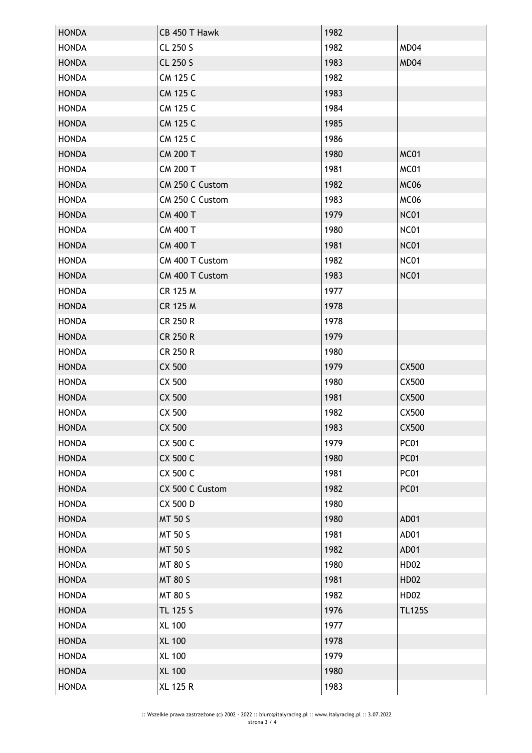| HONDA | CB 450 T Hawk | 1982 | |
|---|---|---|---|
| HONDA | CL 250 S | 1982 | MD04 |
| HONDA | CL 250 S | 1983 | MD04 |
| HONDA | CM 125 C | 1982 | |
| HONDA | CM 125 C | 1983 | |
| HONDA | CM 125 C | 1984 | |
| HONDA | CM 125 C | 1985 | |
| HONDA | CM 125 C | 1986 | |
| HONDA | CM 200 T | 1980 | MC01 |
| HONDA | CM 200 T | 1981 | MC01 |
| HONDA | CM 250 C Custom | 1982 | MC06 |
| HONDA | CM 250 C Custom | 1983 | MC06 |
| HONDA | CM 400 T | 1979 | NC01 |
| HONDA | CM 400 T | 1980 | NC01 |
| HONDA | CM 400 T | 1981 | NC01 |
| HONDA | CM 400 T Custom | 1982 | NC01 |
| HONDA | CM 400 T Custom | 1983 | NC01 |
| HONDA | CR 125 M | 1977 | |
| HONDA | CR 125 M | 1978 | |
| HONDA | CR 250 R | 1978 | |
| HONDA | CR 250 R | 1979 | |
| HONDA | CR 250 R | 1980 | |
| HONDA | CX 500 | 1979 | CX500 |
| HONDA | CX 500 | 1980 | CX500 |
| HONDA | CX 500 | 1981 | CX500 |
| HONDA | CX 500 | 1982 | CX500 |
| HONDA | CX 500 | 1983 | CX500 |
| HONDA | CX 500 C | 1979 | PC01 |
| HONDA | CX 500 C | 1980 | PC01 |
| HONDA | CX 500 C | 1981 | PC01 |
| HONDA | CX 500 C Custom | 1982 | PC01 |
| HONDA | CX 500 D | 1980 | |
| HONDA | MT 50 S | 1980 | AD01 |
| HONDA | MT 50 S | 1981 | AD01 |
| HONDA | MT 50 S | 1982 | AD01 |
| HONDA | MT 80 S | 1980 | HD02 |
| HONDA | MT 80 S | 1981 | HD02 |
| HONDA | MT 80 S | 1982 | HD02 |
| HONDA | TL 125 S | 1976 | TL125S |
| HONDA | XL 100 | 1977 | |
| HONDA | XL 100 | 1978 | |
| HONDA | XL 100 | 1979 | |
| HONDA | XL 100 | 1980 | |
| HONDA | XL 125 R | 1983 | |

:: Wszelkie prawa zastrzeżone (c) 2002 - 2022 :: biuro@italyracing.pl :: www.italyracing.pl :: 3.07.2022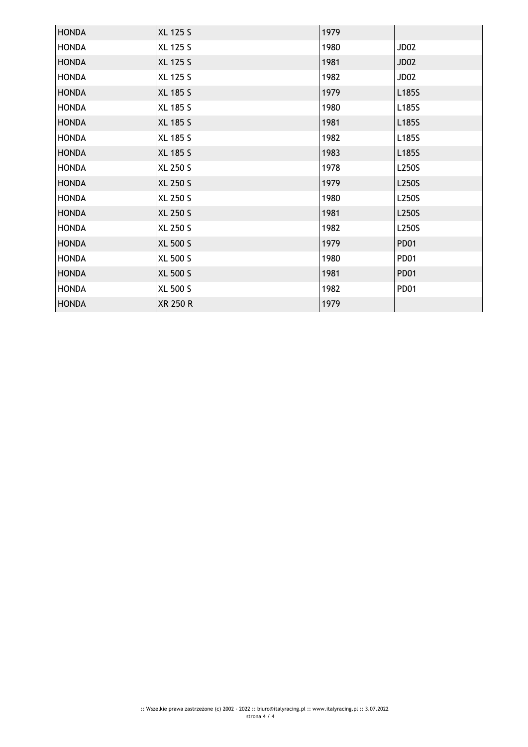| | | | |
|---|---|---|---|
| HONDA | XL 125 S | 1979 | |
| HONDA | XL 125 S | 1980 | JD02 |
| HONDA | XL 125 S | 1981 | JD02 |
| HONDA | XL 125 S | 1982 | JD02 |
| HONDA | XL 185 S | 1979 | L185S |
| HONDA | XL 185 S | 1980 | L185S |
| HONDA | XL 185 S | 1981 | L185S |
| HONDA | XL 185 S | 1982 | L185S |
| HONDA | XL 185 S | 1983 | L185S |
| HONDA | XL 250 S | 1978 | L250S |
| HONDA | XL 250 S | 1979 | L250S |
| HONDA | XL 250 S | 1980 | L250S |
| HONDA | XL 250 S | 1981 | L250S |
| HONDA | XL 250 S | 1982 | L250S |
| HONDA | XL 500 S | 1979 | PD01 |
| HONDA | XL 500 S | 1980 | PD01 |
| HONDA | XL 500 S | 1981 | PD01 |
| HONDA | XL 500 S | 1982 | PD01 |
| HONDA | XR 250 R | 1979 | |

:: Wszelkie prawa zastrzeżone (c) 2002 - 2022 :: biuro@italyracing.pl :: www.italyracing.pl :: 3.07.2022